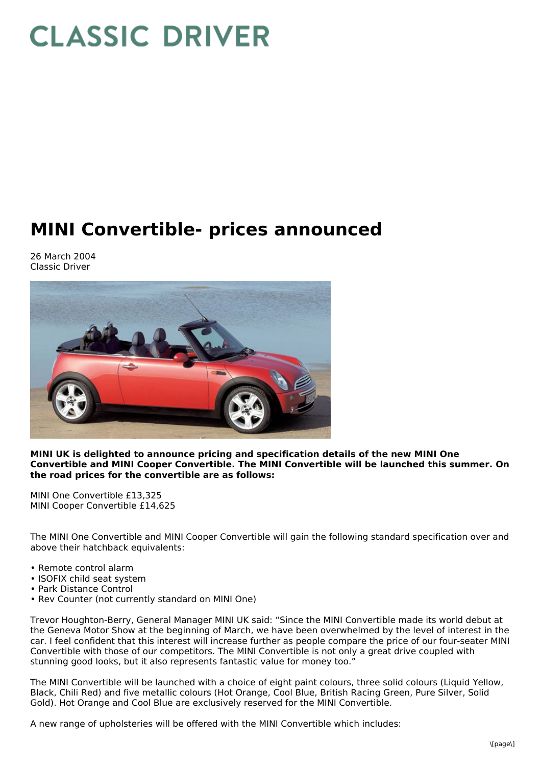# CLASSIC DRIVER

# MINI Convertible- prices announced

26 March 2004
Classic Driver

**MINI UK is delighted to announce pricing and specification details of the new MINI One Convertible and MINI Cooper Convertible. The MINI Convertible will be launched this summer. On the road prices for the convertible are as follows:**

MINI One Convertible £13,325
MINI Cooper Convertible £14,625

The MINI One Convertible and MINI Cooper Convertible will gain the following standard specification over and above their hatchback equivalents:

- Remote control alarm
- ISOFIX child seat system
- Park Distance Control
- Rev Counter (not currently standard on MINI One)

Trevor Houghton-Berry, General Manager MINI UK said: “Since the MINI Convertible made its world debut at the Geneva Motor Show at the beginning of March, we have been overwhelmed by the level of interest in the car. I feel confident that this interest will increase further as people compare the price of our four-seater MINI Convertible with those of our competitors. The MINI Convertible is not only a great drive coupled with stunning good looks, but it also represents fantastic value for money too.”

The MINI Convertible will be launched with a choice of eight paint colours, three solid colours (Liquid Yellow, Black, Chili Red) and five metallic colours (Hot Orange, Cool Blue, British Racing Green, Pure Silver, Solid Gold). Hot Orange and Cool Blue are exclusively reserved for the MINI Convertible.

A new range of upholsteries will be offered with the MINI Convertible which includes: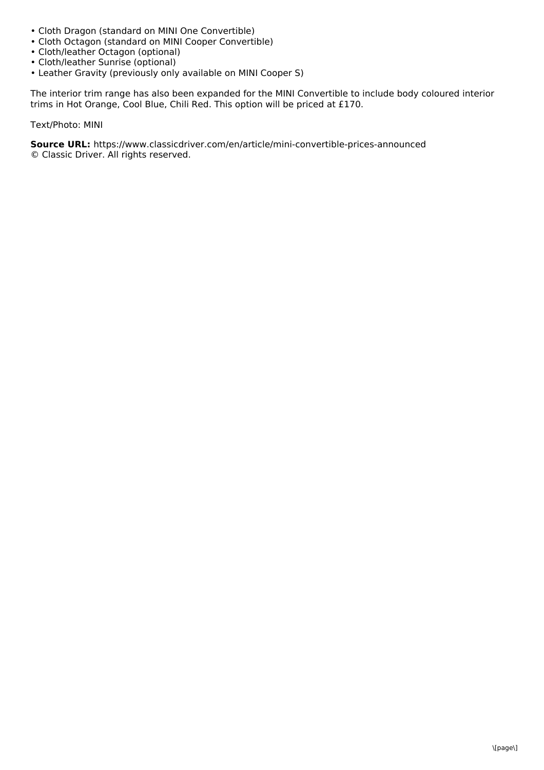- Cloth Dragon (standard on MINI One Convertible)
- Cloth Octagon (standard on MINI Cooper Convertible)
- Cloth/leather Octagon (optional)
- Cloth/leather Sunrise (optional)
- Leather Gravity (previously only available on MINI Cooper S)

The interior trim range has also been expanded for the MINI Convertible to include body coloured interior trims in Hot Orange, Cool Blue, Chili Red. This option will be priced at £170.

Text/Photo: MINI

**Source URL:** https://www.classicdriver.com/en/article/mini-convertible-prices-announced
© Classic Driver. All rights reserved.